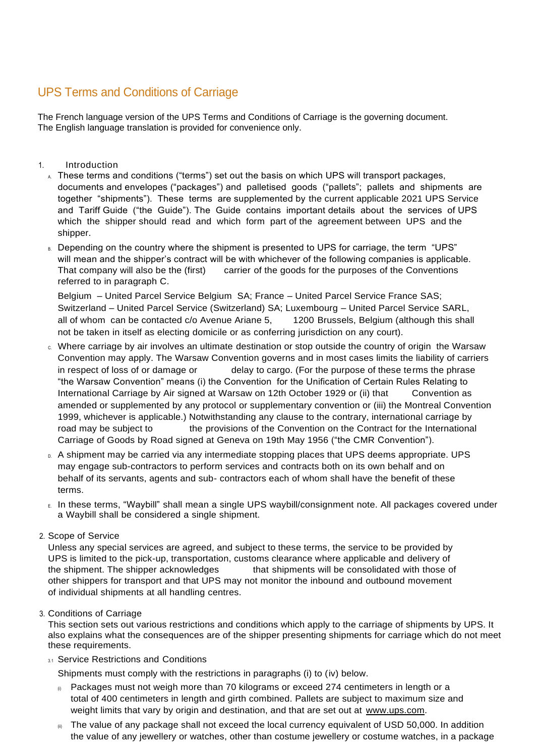# UPS Terms and Conditions of Carriage

The French language version of the UPS Terms and Conditions of Carriage is the governing document.
The English language translation is provided for convenience only.

1. Introduction

   A. These terms and conditions ("terms") set out the basis on which UPS will transport packages, documents and envelopes ("packages") and palletised goods ("pallets"; pallets and shipments are together "shipments"). These terms are supplemented by the current applicable 2021 UPS Service and Tariff Guide ("the Guide"). The Guide contains important details about the services of UPS which the shipper should read and which form part of the agreement between UPS and the shipper.

   B. Depending on the country where the shipment is presented to UPS for carriage, the term "UPS" will mean and the shipper's contract will be with whichever of the following companies is applicable. That company will also be the (first) carrier of the goods for the purposes of the Conventions referred to in paragraph C.

      Belgium – United Parcel Service Belgium SA; France – United Parcel Service France SAS; Switzerland – United Parcel Service (Switzerland) SA; Luxembourg – United Parcel Service SARL, all of whom can be contacted c/o Avenue Ariane 5, 1200 Brussels, Belgium (although this shall not be taken in itself as electing domicile or as conferring jurisdiction on any court).

   C. Where carriage by air involves an ultimate destination or stop outside the country of origin the Warsaw Convention may apply. The Warsaw Convention governs and in most cases limits the liability of carriers in respect of loss of or damage or delay to cargo. (For the purpose of these terms the phrase "the Warsaw Convention" means (i) the Convention for the Unification of Certain Rules Relating to International Carriage by Air signed at Warsaw on 12th October 1929 or (ii) that Convention as amended or supplemented by any protocol or supplementary convention or (iii) the Montreal Convention 1999, whichever is applicable.) Notwithstanding any clause to the contrary, international carriage by road may be subject to the provisions of the Convention on the Contract for the International Carriage of Goods by Road signed at Geneva on 19th May 1956 ("the CMR Convention").

   D. A shipment may be carried via any intermediate stopping places that UPS deems appropriate. UPS may engage sub-contractors to perform services and contracts both on its own behalf and on behalf of its servants, agents and sub- contractors each of whom shall have the benefit of these terms.

   E. In these terms, "Waybill" shall mean a single UPS waybill/consignment note. All packages covered under a Waybill shall be considered a single shipment.

2. Scope of Service

   Unless any special services are agreed, and subject to these terms, the service to be provided by UPS is limited to the pick-up, transportation, customs clearance where applicable and delivery of the shipment. The shipper acknowledges that shipments will be consolidated with those of other shippers for transport and that UPS may not monitor the inbound and outbound movement of individual shipments at all handling centres.

3. Conditions of Carriage

   This section sets out various restrictions and conditions which apply to the carriage of shipments by UPS. It also explains what the consequences are of the shipper presenting shipments for carriage which do not meet these requirements.

   3.1 Service Restrictions and Conditions

   Shipments must comply with the restrictions in paragraphs (i) to (iv) below.

   (i) Packages must not weigh more than 70 kilograms or exceed 274 centimeters in length or a total of 400 centimeters in length and girth combined. Pallets are subject to maximum size and weight limits that vary by origin and destination, and that are set out at www.ups.com.

   (ii) The value of any package shall not exceed the local currency equivalent of USD 50,000. In addition the value of any jewellery or watches, other than costume jewellery or costume watches, in a package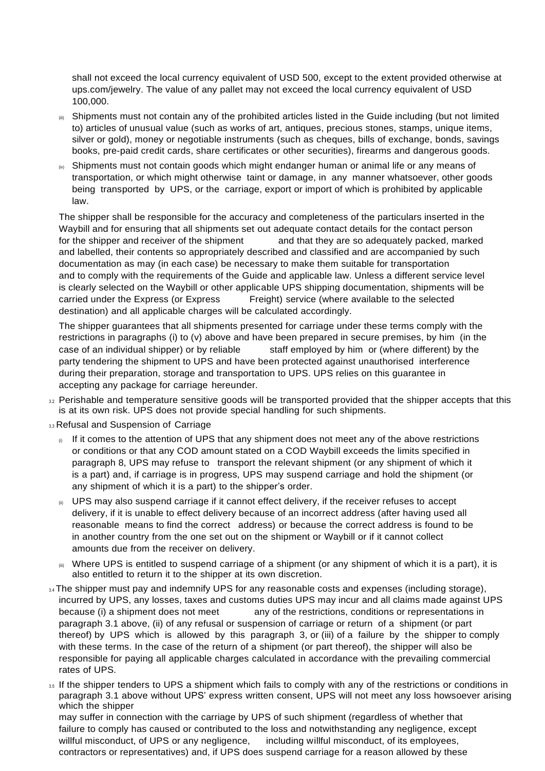shall not exceed the local currency equivalent of USD 500, except to the extent provided otherwise at ups.com/jewelry. The value of any pallet may not exceed the local currency equivalent of USD 100,000.

(iii) Shipments must not contain any of the prohibited articles listed in the Guide including (but not limited to) articles of unusual value (such as works of art, antiques, precious stones, stamps, unique items, silver or gold), money or negotiable instruments (such as cheques, bills of exchange, bonds, savings books, pre-paid credit cards, share certificates or other securities), firearms and dangerous goods.

(iv) Shipments must not contain goods which might endanger human or animal life or any means of transportation, or which might otherwise taint or damage, in any manner whatsoever, other goods being transported by UPS, or the carriage, export or import of which is prohibited by applicable law.

The shipper shall be responsible for the accuracy and completeness of the particulars inserted in the Waybill and for ensuring that all shipments set out adequate contact details for the contact person for the shipper and receiver of the shipment and that they are so adequately packed, marked and labelled, their contents so appropriately described and classified and are accompanied by such documentation as may (in each case) be necessary to make them suitable for transportation and to comply with the requirements of the Guide and applicable law. Unless a different service level is clearly selected on the Waybill or other applicable UPS shipping documentation, shipments will be carried under the Express (or Express Freight) service (where available to the selected destination) and all applicable charges will be calculated accordingly.

The shipper guarantees that all shipments presented for carriage under these terms comply with the restrictions in paragraphs (i) to (v) above and have been prepared in secure premises, by him (in the case of an individual shipper) or by reliable staff employed by him or (where different) by the party tendering the shipment to UPS and have been protected against unauthorised interference during their preparation, storage and transportation to UPS. UPS relies on this guarantee in accepting any package for carriage hereunder.

3.2 Perishable and temperature sensitive goods will be transported provided that the shipper accepts that this is at its own risk. UPS does not provide special handling for such shipments.

3.3 Refusal and Suspension of Carriage

(i) If it comes to the attention of UPS that any shipment does not meet any of the above restrictions or conditions or that any COD amount stated on a COD Waybill exceeds the limits specified in paragraph 8, UPS may refuse to transport the relevant shipment (or any shipment of which it is a part) and, if carriage is in progress, UPS may suspend carriage and hold the shipment (or any shipment of which it is a part) to the shipper's order.

(ii) UPS may also suspend carriage if it cannot effect delivery, if the receiver refuses to accept delivery, if it is unable to effect delivery because of an incorrect address (after having used all reasonable means to find the correct address) or because the correct address is found to be in another country from the one set out on the shipment or Waybill or if it cannot collect amounts due from the receiver on delivery.

(iii) Where UPS is entitled to suspend carriage of a shipment (or any shipment of which it is a part), it is also entitled to return it to the shipper at its own discretion.

3.4 The shipper must pay and indemnify UPS for any reasonable costs and expenses (including storage), incurred by UPS, any losses, taxes and customs duties UPS may incur and all claims made against UPS because (i) a shipment does not meet any of the restrictions, conditions or representations in paragraph 3.1 above, (ii) of any refusal or suspension of carriage or return of a shipment (or part thereof) by UPS which is allowed by this paragraph 3, or (iii) of a failure by the shipper to comply with these terms. In the case of the return of a shipment (or part thereof), the shipper will also be responsible for paying all applicable charges calculated in accordance with the prevailing commercial rates of UPS.

3.5 If the shipper tenders to UPS a shipment which fails to comply with any of the restrictions or conditions in paragraph 3.1 above without UPS' express written consent, UPS will not meet any loss howsoever arising which the shipper may suffer in connection with the carriage by UPS of such shipment (regardless of whether that failure to comply has caused or contributed to the loss and notwithstanding any negligence, except willful misconduct, of UPS or any negligence, including willful misconduct, of its employees, contractors or representatives) and, if UPS does suspend carriage for a reason allowed by these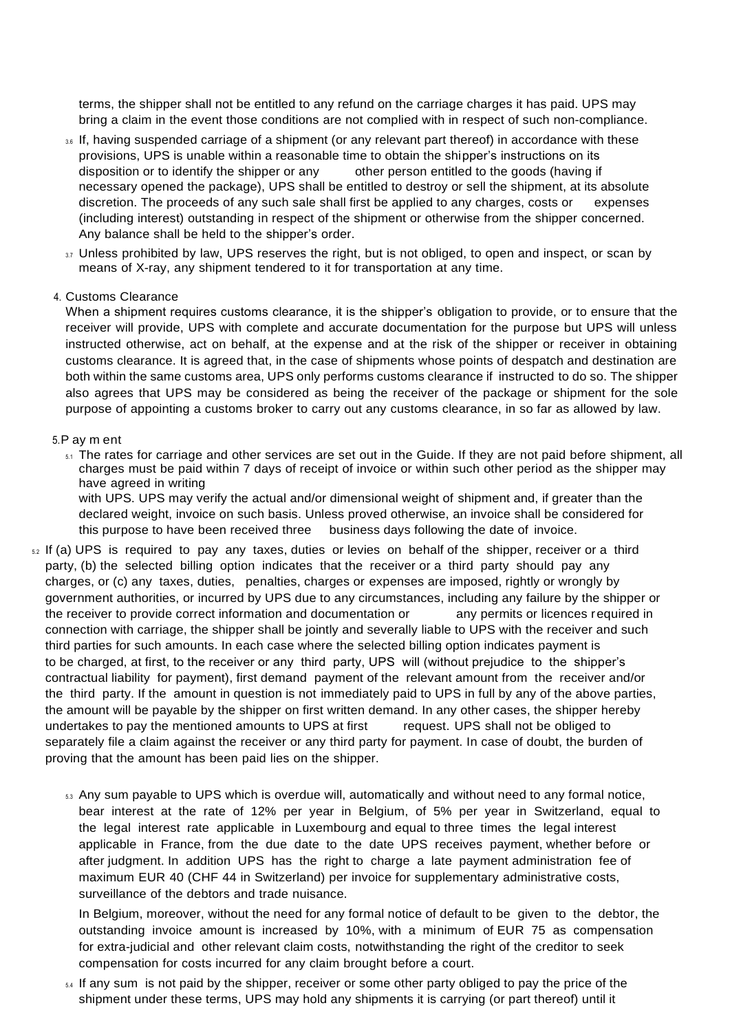terms, the shipper shall not be entitled to any refund on the carriage charges it has paid. UPS may bring a claim in the event those conditions are not complied with in respect of such non-compliance.

3.6 If, having suspended carriage of a shipment (or any relevant part thereof) in accordance with these provisions, UPS is unable within a reasonable time to obtain the shipper's instructions on its disposition or to identify the shipper or any other person entitled to the goods (having if necessary opened the package), UPS shall be entitled to destroy or sell the shipment, at its absolute discretion. The proceeds of any such sale shall first be applied to any charges, costs or expenses (including interest) outstanding in respect of the shipment or otherwise from the shipper concerned. Any balance shall be held to the shipper's order.

3.7 Unless prohibited by law, UPS reserves the right, but is not obliged, to open and inspect, or scan by means of X-ray, any shipment tendered to it for transportation at any time.

4. Customs Clearance

When a shipment requires customs clearance, it is the shipper's obligation to provide, or to ensure that the receiver will provide, UPS with complete and accurate documentation for the purpose but UPS will unless instructed otherwise, act on behalf, at the expense and at the risk of the shipper or receiver in obtaining customs clearance. It is agreed that, in the case of shipments whose points of despatch and destination are both within the same customs area, UPS only performs customs clearance if instructed to do so. The shipper also agrees that UPS may be considered as being the receiver of the package or shipment for the sole purpose of appointing a customs broker to carry out any customs clearance, in so far as allowed by law.

5. Payment

5.1 The rates for carriage and other services are set out in the Guide. If they are not paid before shipment, all charges must be paid within 7 days of receipt of invoice or within such other period as the shipper may have agreed in writing with UPS. UPS may verify the actual and/or dimensional weight of shipment and, if greater than the declared weight, invoice on such basis. Unless proved otherwise, an invoice shall be considered for this purpose to have been received three business days following the date of invoice.

5.2 If (a) UPS is required to pay any taxes, duties or levies on behalf of the shipper, receiver or a third party, (b) the selected billing option indicates that the receiver or a third party should pay any charges, or (c) any taxes, duties, penalties, charges or expenses are imposed, rightly or wrongly by government authorities, or incurred by UPS due to any circumstances, including any failure by the shipper or the receiver to provide correct information and documentation or any permits or licences required in connection with carriage, the shipper shall be jointly and severally liable to UPS with the receiver and such third parties for such amounts. In each case where the selected billing option indicates payment is to be charged, at first, to the receiver or any third party, UPS will (without prejudice to the shipper's contractual liability for payment), first demand payment of the relevant amount from the receiver and/or the third party. If the amount in question is not immediately paid to UPS in full by any of the above parties, the amount will be payable by the shipper on first written demand. In any other cases, the shipper hereby undertakes to pay the mentioned amounts to UPS at first request. UPS shall not be obliged to separately file a claim against the receiver or any third party for payment. In case of doubt, the burden of proving that the amount has been paid lies on the shipper.

5.3 Any sum payable to UPS which is overdue will, automatically and without need to any formal notice, bear interest at the rate of 12% per year in Belgium, of 5% per year in Switzerland, equal to the legal interest rate applicable in Luxembourg and equal to three times the legal interest applicable in France, from the due date to the date UPS receives payment, whether before or after judgment. In addition UPS has the right to charge a late payment administration fee of maximum EUR 40 (CHF 44 in Switzerland) per invoice for supplementary administrative costs, surveillance of the debtors and trade nuisance.

In Belgium, moreover, without the need for any formal notice of default to be given to the debtor, the outstanding invoice amount is increased by 10%, with a minimum of EUR 75 as compensation for extra-judicial and other relevant claim costs, notwithstanding the right of the creditor to seek compensation for costs incurred for any claim brought before a court.

5.4 If any sum is not paid by the shipper, receiver or some other party obliged to pay the price of the shipment under these terms, UPS may hold any shipments it is carrying (or part thereof) until it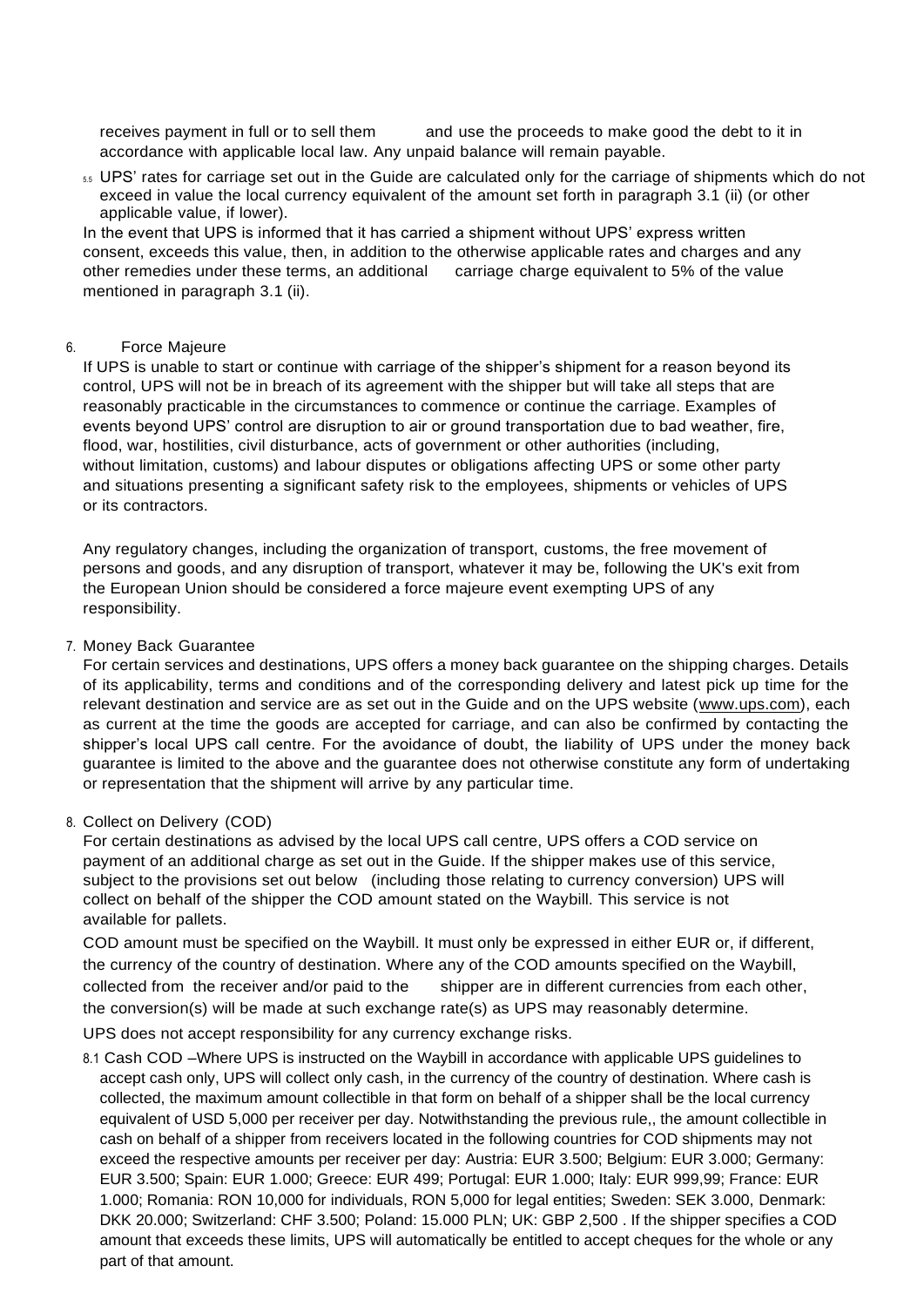receives payment in full or to sell them and use the proceeds to make good the debt to it in accordance with applicable local law. Any unpaid balance will remain payable.

5.5 UPS' rates for carriage set out in the Guide are calculated only for the carriage of shipments which do not exceed in value the local currency equivalent of the amount set forth in paragraph 3.1 (ii) (or other applicable value, if lower).

In the event that UPS is informed that it has carried a shipment without UPS' express written consent, exceeds this value, then, in addition to the otherwise applicable rates and charges and any other remedies under these terms, an additional carriage charge equivalent to 5% of the value mentioned in paragraph 3.1 (ii).

## 6. Force Majeure

If UPS is unable to start or continue with carriage of the shipper's shipment for a reason beyond its control, UPS will not be in breach of its agreement with the shipper but will take all steps that are reasonably practicable in the circumstances to commence or continue the carriage. Examples of events beyond UPS' control are disruption to air or ground transportation due to bad weather, fire, flood, war, hostilities, civil disturbance, acts of government or other authorities (including, without limitation, customs) and labour disputes or obligations affecting UPS or some other party and situations presenting a significant safety risk to the employees, shipments or vehicles of UPS or its contractors.

Any regulatory changes, including the organization of transport, customs, the free movement of persons and goods, and any disruption of transport, whatever it may be, following the UK's exit from the European Union should be considered a force majeure event exempting UPS of any responsibility.

## 7. Money Back Guarantee

For certain services and destinations, UPS offers a money back guarantee on the shipping charges. Details of its applicability, terms and conditions and of the corresponding delivery and latest pick up time for the relevant destination and service are as set out in the Guide and on the UPS website (www.ups.com), each as current at the time the goods are accepted for carriage, and can also be confirmed by contacting the shipper's local UPS call centre. For the avoidance of doubt, the liability of UPS under the money back guarantee is limited to the above and the guarantee does not otherwise constitute any form of undertaking or representation that the shipment will arrive by any particular time.

## 8. Collect on Delivery (COD)

For certain destinations as advised by the local UPS call centre, UPS offers a COD service on payment of an additional charge as set out in the Guide. If the shipper makes use of this service, subject to the provisions set out below (including those relating to currency conversion) UPS will collect on behalf of the shipper the COD amount stated on the Waybill. This service is not available for pallets.

COD amount must be specified on the Waybill. It must only be expressed in either EUR or, if different, the currency of the country of destination. Where any of the COD amounts specified on the Waybill, collected from the receiver and/or paid to the shipper are in different currencies from each other, the conversion(s) will be made at such exchange rate(s) as UPS may reasonably determine.

UPS does not accept responsibility for any currency exchange risks.

8.1 Cash COD –Where UPS is instructed on the Waybill in accordance with applicable UPS guidelines to accept cash only, UPS will collect only cash, in the currency of the country of destination. Where cash is collected, the maximum amount collectible in that form on behalf of a shipper shall be the local currency equivalent of USD 5,000 per receiver per day. Notwithstanding the previous rule,, the amount collectible in cash on behalf of a shipper from receivers located in the following countries for COD shipments may not exceed the respective amounts per receiver per day: Austria: EUR 3.500; Belgium: EUR 3.000; Germany: EUR 3.500; Spain: EUR 1.000; Greece: EUR 499; Portugal: EUR 1.000; Italy: EUR 999,99; France: EUR 1.000; Romania: RON 10,000 for individuals, RON 5,000 for legal entities; Sweden: SEK 3.000, Denmark: DKK 20.000; Switzerland: CHF 3.500; Poland: 15.000 PLN; UK: GBP 2,500 . If the shipper specifies a COD amount that exceeds these limits, UPS will automatically be entitled to accept cheques for the whole or any part of that amount.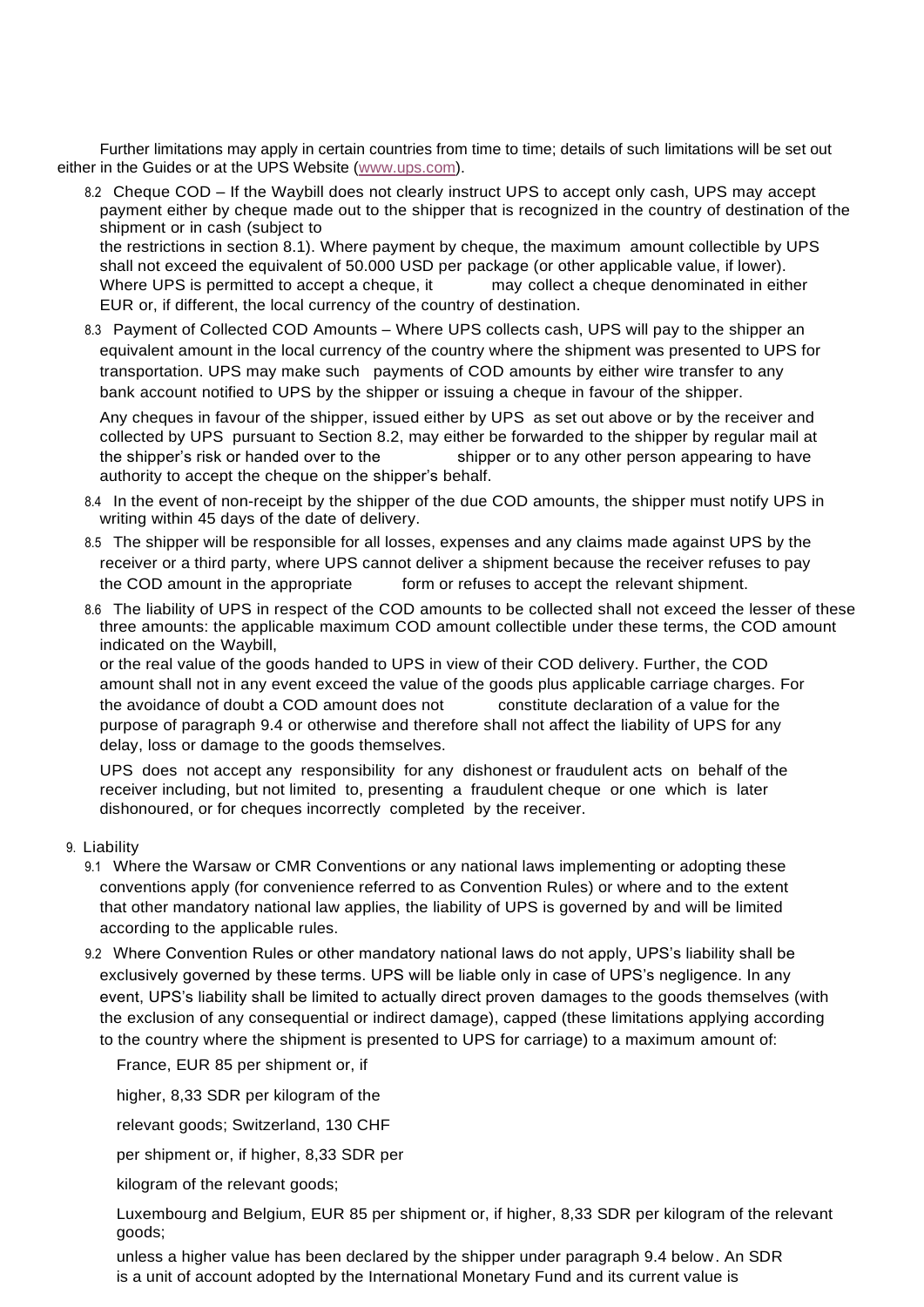Further limitations may apply in certain countries from time to time; details of such limitations will be set out either in the Guides or at the UPS Website (www.ups.com).

8.2 Cheque COD – If the Waybill does not clearly instruct UPS to accept only cash, UPS may accept payment either by cheque made out to the shipper that is recognized in the country of destination of the shipment or in cash (subject to the restrictions in section 8.1). Where payment by cheque, the maximum amount collectible by UPS shall not exceed the equivalent of 50.000 USD per package (or other applicable value, if lower). Where UPS is permitted to accept a cheque, it may collect a cheque denominated in either EUR or, if different, the local currency of the country of destination.

8.3 Payment of Collected COD Amounts – Where UPS collects cash, UPS will pay to the shipper an equivalent amount in the local currency of the country where the shipment was presented to UPS for transportation. UPS may make such payments of COD amounts by either wire transfer to any bank account notified to UPS by the shipper or issuing a cheque in favour of the shipper.

Any cheques in favour of the shipper, issued either by UPS as set out above or by the receiver and collected by UPS pursuant to Section 8.2, may either be forwarded to the shipper by regular mail at the shipper's risk or handed over to the shipper or to any other person appearing to have authority to accept the cheque on the shipper's behalf.

8.4 In the event of non-receipt by the shipper of the due COD amounts, the shipper must notify UPS in writing within 45 days of the date of delivery.

8.5 The shipper will be responsible for all losses, expenses and any claims made against UPS by the receiver or a third party, where UPS cannot deliver a shipment because the receiver refuses to pay the COD amount in the appropriate form or refuses to accept the relevant shipment.

8.6 The liability of UPS in respect of the COD amounts to be collected shall not exceed the lesser of these three amounts: the applicable maximum COD amount collectible under these terms, the COD amount indicated on the Waybill, or the real value of the goods handed to UPS in view of their COD delivery. Further, the COD amount shall not in any event exceed the value of the goods plus applicable carriage charges. For the avoidance of doubt a COD amount does not constitute declaration of a value for the purpose of paragraph 9.4 or otherwise and therefore shall not affect the liability of UPS for any delay, loss or damage to the goods themselves.

UPS does not accept any responsibility for any dishonest or fraudulent acts on behalf of the receiver including, but not limited to, presenting a fraudulent cheque or one which is later dishonoured, or for cheques incorrectly completed by the receiver.

9. Liability

9.1 Where the Warsaw or CMR Conventions or any national laws implementing or adopting these conventions apply (for convenience referred to as Convention Rules) or where and to the extent that other mandatory national law applies, the liability of UPS is governed by and will be limited according to the applicable rules.

9.2 Where Convention Rules or other mandatory national laws do not apply, UPS's liability shall be exclusively governed by these terms. UPS will be liable only in case of UPS's negligence. In any event, UPS's liability shall be limited to actually direct proven damages to the goods themselves (with the exclusion of any consequential or indirect damage), capped (these limitations applying according to the country where the shipment is presented to UPS for carriage) to a maximum amount of:

France, EUR 85 per shipment or, if higher, 8,33 SDR per kilogram of the relevant goods; Switzerland, 130 CHF per shipment or, if higher, 8,33 SDR per kilogram of the relevant goods;

Luxembourg and Belgium, EUR 85 per shipment or, if higher, 8,33 SDR per kilogram of the relevant goods;

unless a higher value has been declared by the shipper under paragraph 9.4 below. An SDR is a unit of account adopted by the International Monetary Fund and its current value is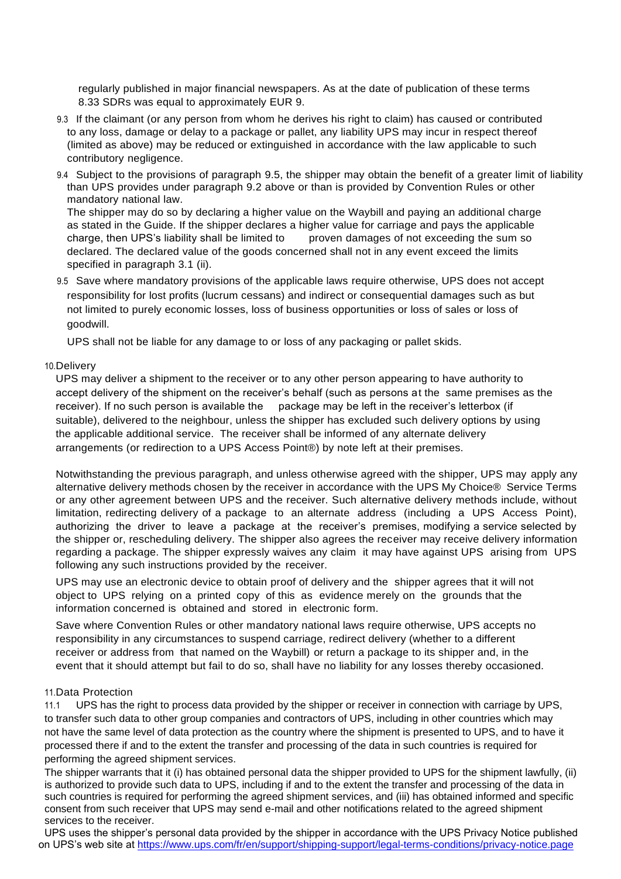regularly published in major financial newspapers. As at the date of publication of these terms 8.33 SDRs was equal to approximately EUR 9.

9.3 If the claimant (or any person from whom he derives his right to claim) has caused or contributed to any loss, damage or delay to a package or pallet, any liability UPS may incur in respect thereof (limited as above) may be reduced or extinguished in accordance with the law applicable to such contributory negligence.

9.4 Subject to the provisions of paragraph 9.5, the shipper may obtain the benefit of a greater limit of liability than UPS provides under paragraph 9.2 above or than is provided by Convention Rules or other mandatory national law.
The shipper may do so by declaring a higher value on the Waybill and paying an additional charge as stated in the Guide. If the shipper declares a higher value for carriage and pays the applicable charge, then UPS's liability shall be limited to proven damages of not exceeding the sum so declared. The declared value of the goods concerned shall not in any event exceed the limits specified in paragraph 3.1 (ii).

9.5 Save where mandatory provisions of the applicable laws require otherwise, UPS does not accept responsibility for lost profits (lucrum cessans) and indirect or consequential damages such as but not limited to purely economic losses, loss of business opportunities or loss of sales or loss of goodwill.

UPS shall not be liable for any damage to or loss of any packaging or pallet skids.

## 10. Delivery

UPS may deliver a shipment to the receiver or to any other person appearing to have authority to accept delivery of the shipment on the receiver's behalf (such as persons at the same premises as the receiver). If no such person is available the package may be left in the receiver's letterbox (if suitable), delivered to the neighbour, unless the shipper has excluded such delivery options by using the applicable additional service. The receiver shall be informed of any alternate delivery arrangements (or redirection to a UPS Access Point®) by note left at their premises.

Notwithstanding the previous paragraph, and unless otherwise agreed with the shipper, UPS may apply any alternative delivery methods chosen by the receiver in accordance with the UPS My Choice® Service Terms or any other agreement between UPS and the receiver. Such alternative delivery methods include, without limitation, redirecting delivery of a package to an alternate address (including a UPS Access Point), authorizing the driver to leave a package at the receiver's premises, modifying a service selected by the shipper or, rescheduling delivery. The shipper also agrees the receiver may receive delivery information regarding a package. The shipper expressly waives any claim it may have against UPS arising from UPS following any such instructions provided by the receiver.

UPS may use an electronic device to obtain proof of delivery and the shipper agrees that it will not object to UPS relying on a printed copy of this as evidence merely on the grounds that the information concerned is obtained and stored in electronic form.

Save where Convention Rules or other mandatory national laws require otherwise, UPS accepts no responsibility in any circumstances to suspend carriage, redirect delivery (whether to a different receiver or address from that named on the Waybill) or return a package to its shipper and, in the event that it should attempt but fail to do so, shall have no liability for any losses thereby occasioned.

## 11. Data Protection

11.1 UPS has the right to process data provided by the shipper or receiver in connection with carriage by UPS, to transfer such data to other group companies and contractors of UPS, including in other countries which may not have the same level of data protection as the country where the shipment is presented to UPS, and to have it processed there if and to the extent the transfer and processing of the data in such countries is required for performing the agreed shipment services.

The shipper warrants that it (i) has obtained personal data the shipper provided to UPS for the shipment lawfully, (ii) is authorized to provide such data to UPS, including if and to the extent the transfer and processing of the data in such countries is required for performing the agreed shipment services, and (iii) has obtained informed and specific consent from such receiver that UPS may send e-mail and other notifications related to the agreed shipment services to the receiver.

UPS uses the shipper's personal data provided by the shipper in accordance with the UPS Privacy Notice published on UPS's web site at [https://www.ups.com/fr/en/support/shipping-support/legal-terms-conditions/privacy-notice.page](https://www.ups.com/fr/en/support/shipping-support/legal-terms-conditions/privacy-notice.page)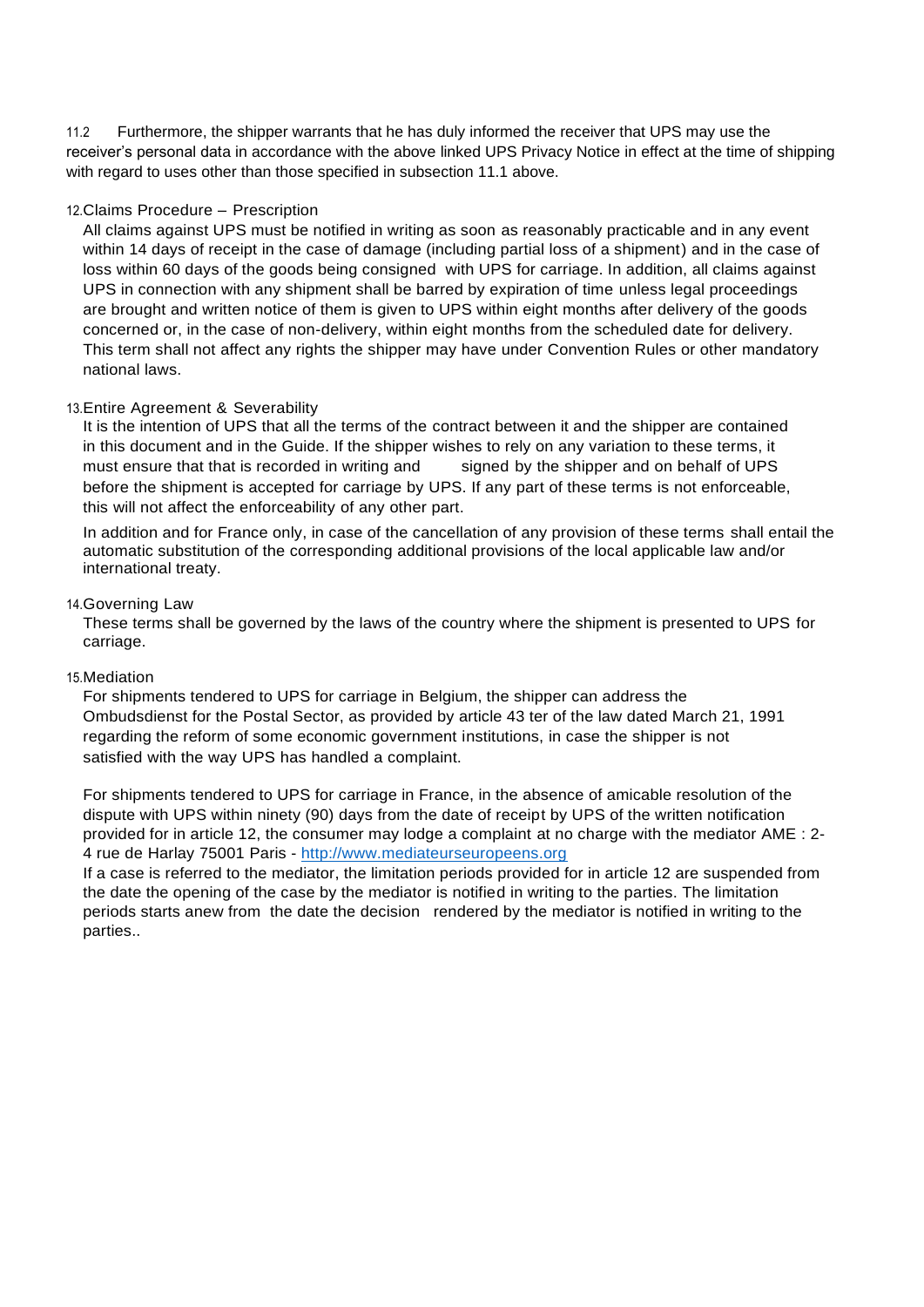11.2 Furthermore, the shipper warrants that he has duly informed the receiver that UPS may use the receiver's personal data in accordance with the above linked UPS Privacy Notice in effect at the time of shipping with regard to uses other than those specified in subsection 11.1 above.

12. Claims Procedure – Prescription

All claims against UPS must be notified in writing as soon as reasonably practicable and in any event within 14 days of receipt in the case of damage (including partial loss of a shipment) and in the case of loss within 60 days of the goods being consigned with UPS for carriage. In addition, all claims against UPS in connection with any shipment shall be barred by expiration of time unless legal proceedings are brought and written notice of them is given to UPS within eight months after delivery of the goods concerned or, in the case of non-delivery, within eight months from the scheduled date for delivery. This term shall not affect any rights the shipper may have under Convention Rules or other mandatory national laws.

13. Entire Agreement & Severability

It is the intention of UPS that all the terms of the contract between it and the shipper are contained in this document and in the Guide. If the shipper wishes to rely on any variation to these terms, it must ensure that that is recorded in writing and signed by the shipper and on behalf of UPS before the shipment is accepted for carriage by UPS. If any part of these terms is not enforceable, this will not affect the enforceability of any other part.

In addition and for France only, in case of the cancellation of any provision of these terms shall entail the automatic substitution of the corresponding additional provisions of the local applicable law and/or international treaty.

14. Governing Law

These terms shall be governed by the laws of the country where the shipment is presented to UPS for carriage.

15. Mediation

For shipments tendered to UPS for carriage in Belgium, the shipper can address the Ombudsdienst for the Postal Sector, as provided by article 43 ter of the law dated March 21, 1991 regarding the reform of some economic government institutions, in case the shipper is not satisfied with the way UPS has handled a complaint.

For shipments tendered to UPS for carriage in France, in the absence of amicable resolution of the dispute with UPS within ninety (90) days from the date of receipt by UPS of the written notification provided for in article 12, the consumer may lodge a complaint at no charge with the mediator AME : 2-4 rue de Harlay 75001 Paris - [http://www.mediateurseuropeens.org](http://www.mediateurseuropeens.org)

If a case is referred to the mediator, the limitation periods provided for in article 12 are suspended from the date the opening of the case by the mediator is notified in writing to the parties. The limitation periods starts anew from the date the decision rendered by the mediator is notified in writing to the parties..